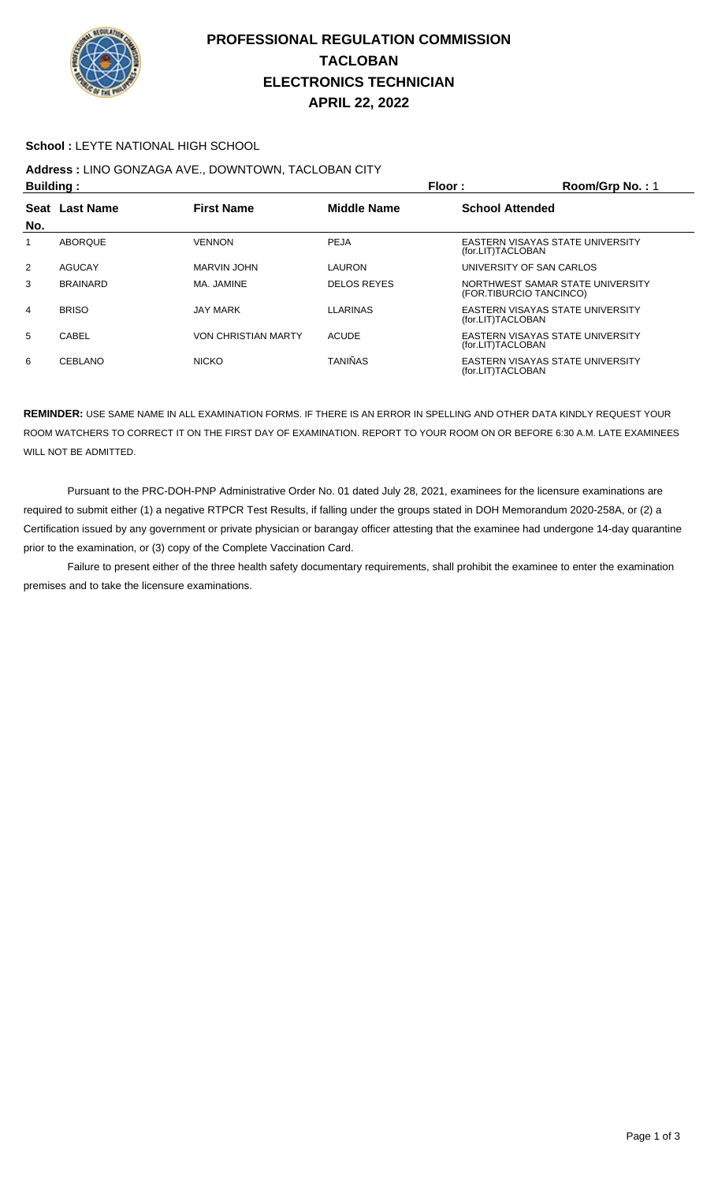# PROFESSIONAL REGULATION COMMISSION
# TACLOBAN
# ELECTRONICS TECHNICIAN
# APRIL 22, 2022

**School :** LEYTE NATIONAL HIGH SCHOOL

**Address :** LINO GONZAGA AVE., DOWNTOWN, TACLOBAN CITY

**Building :** **Floor :** **Room/Grp No. :** 1

| Seat No. | Last Name | First Name | Middle Name | School Attended |
|---|---|---|---|---|
| 1 | ABORQUE | VENNON | PEJA | EASTERN VISAYAS STATE UNIVERSITY (for.LIT)TACLOBAN |
| 2 | AGUCAY | MARVIN JOHN | LAURON | UNIVERSITY OF SAN CARLOS |
| 3 | BRAINARD | MA. JAMINE | DELOS REYES | NORTHWEST SAMAR STATE UNIVERSITY (FOR.TIBURCIO TANCINCO) |
| 4 | BRISO | JAY MARK | LLARINAS | EASTERN VISAYAS STATE UNIVERSITY (for.LIT)TACLOBAN |
| 5 | CABEL | VON CHRISTIAN MARTY | ACUDE | EASTERN VISAYAS STATE UNIVERSITY (for.LIT)TACLOBAN |
| 6 | CEBLANO | NICKO | TANIÑAS | EASTERN VISAYAS STATE UNIVERSITY (for.LIT)TACLOBAN |

**REMINDER:** USE SAME NAME IN ALL EXAMINATION FORMS. IF THERE IS AN ERROR IN SPELLING AND OTHER DATA KINDLY REQUEST YOUR ROOM WATCHERS TO CORRECT IT ON THE FIRST DAY OF EXAMINATION. REPORT TO YOUR ROOM ON OR BEFORE 6:30 A.M. LATE EXAMINEES WILL NOT BE ADMITTED.

Pursuant to the PRC-DOH-PNP Administrative Order No. 01 dated July 28, 2021, examinees for the licensure examinations are required to submit either (1) a negative RTPCR Test Results, if falling under the groups stated in DOH Memorandum 2020-258A, or (2) a Certification issued by any government or private physician or barangay officer attesting that the examinee had undergone 14-day quarantine prior to the examination, or (3) copy of the Complete Vaccination Card.

Failure to present either of the three health safety documentary requirements, shall prohibit the examinee to enter the examination premises and to take the licensure examinations.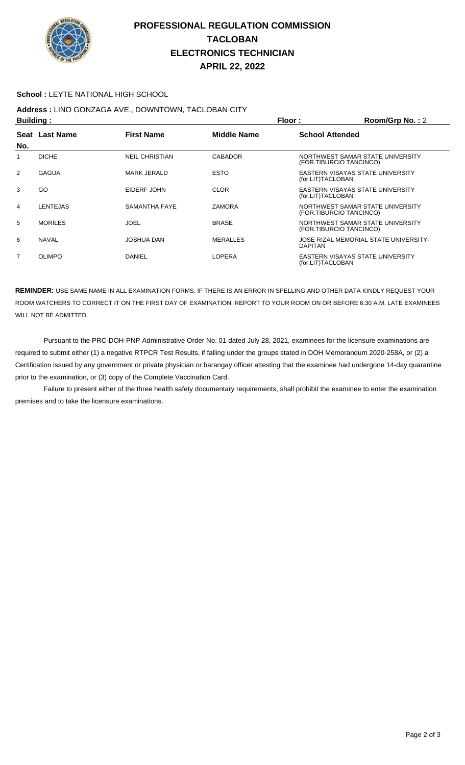# PROFESSIONAL REGULATION COMMISSION
## TACLOBAN
## ELECTRONICS TECHNICIAN
## APRIL 22, 2022

**School :** LEYTE NATIONAL HIGH SCHOOL

**Address :** LINO GONZAGA AVE., DOWNTOWN, TACLOBAN CITY

**Building :** **Floor :** **Room/Grp No. :** 2

| Seat No. | Last Name | First Name | Middle Name | School Attended |
|---|---|---|---|---|
| 1 | DICHE | NEIL CHRISTIAN | CABADOR | NORTHWEST SAMAR STATE UNIVERSITY (FOR.TIBURCIO TANCINCO) |
| 2 | GAGUA | MARK JERALD | ESTO | EASTERN VISAYAS STATE UNIVERSITY (for.LIT)TACLOBAN |
| 3 | GO | EIDERF JOHN | CLOR | EASTERN VISAYAS STATE UNIVERSITY (for.LIT)TACLOBAN |
| 4 | LENTEJAS | SAMANTHA FAYE | ZAMORA | NORTHWEST SAMAR STATE UNIVERSITY (FOR.TIBURCIO TANCINCO) |
| 5 | MORILES | JOEL | BRASE | NORTHWEST SAMAR STATE UNIVERSITY (FOR.TIBURCIO TANCINCO) |
| 6 | NAVAL | JOSHUA DAN | MERALLES | JOSE RIZAL MEMORIAL STATE UNIVERSITY-DAPITAN |
| 7 | OLIMPO | DANIEL | LOPERA | EASTERN VISAYAS STATE UNIVERSITY (for.LIT)TACLOBAN |

**REMINDER:** USE SAME NAME IN ALL EXAMINATION FORMS. IF THERE IS AN ERROR IN SPELLING AND OTHER DATA KINDLY REQUEST YOUR ROOM WATCHERS TO CORRECT IT ON THE FIRST DAY OF EXAMINATION. REPORT TO YOUR ROOM ON OR BEFORE 6:30 A.M. LATE EXAMINEES WILL NOT BE ADMITTED.

Pursuant to the PRC-DOH-PNP Administrative Order No. 01 dated July 28, 2021, examinees for the licensure examinations are required to submit either (1) a negative RTPCR Test Results, if falling under the groups stated in DOH Memorandum 2020-258A, or (2) a Certification issued by any government or private physician or barangay officer attesting that the examinee had undergone 14-day quarantine prior to the examination, or (3) copy of the Complete Vaccination Card.

Failure to present either of the three health safety documentary requirements, shall prohibit the examinee to enter the examination premises and to take the licensure examinations.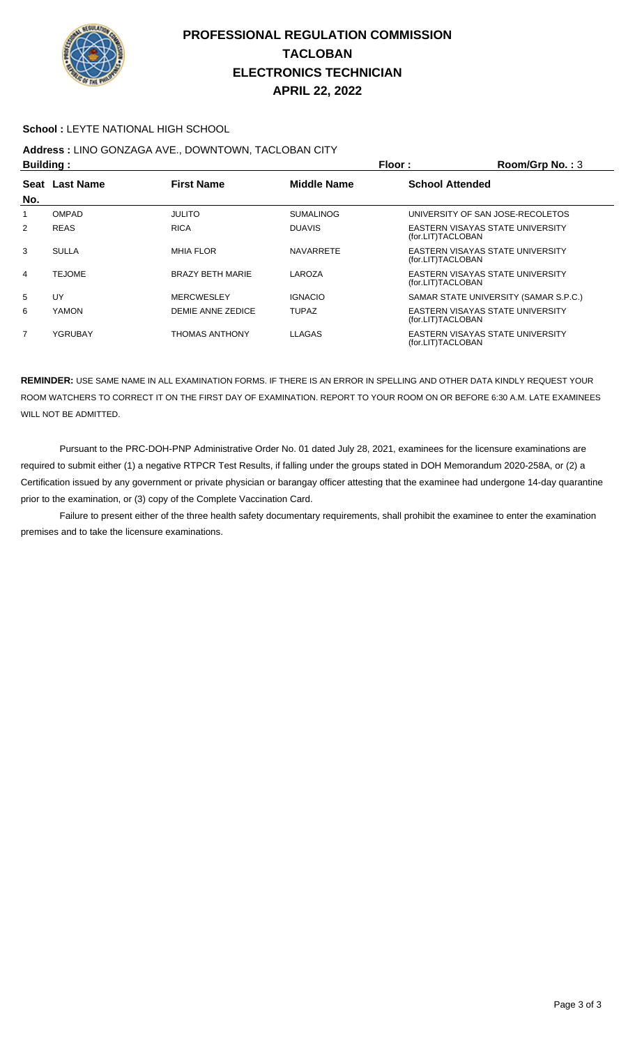# PROFESSIONAL REGULATION COMMISSION
## TACLOBAN
## ELECTRONICS TECHNICIAN
## APRIL 22, 2022

**School :** LEYTE NATIONAL HIGH SCHOOL

**Address :** LINO GONZAGA AVE., DOWNTOWN, TACLOBAN CITY

**Building :** **Floor :** **Room/Grp No. :** 3

| Seat No. | Last Name | First Name | Middle Name | School Attended |
|---|---|---|---|---|
| 1 | OMPAD | JULITO | SUMALINOG | UNIVERSITY OF SAN JOSE-RECOLETOS |
| 2 | REAS | RICA | DUAVIS | EASTERN VISAYAS STATE UNIVERSITY (for.LIT)TACLOBAN |
| 3 | SULLA | MHIA FLOR | NAVARRETE | EASTERN VISAYAS STATE UNIVERSITY (for.LIT)TACLOBAN |
| 4 | TEJOME | BRAZY BETH MARIE | LAROZA | EASTERN VISAYAS STATE UNIVERSITY (for.LIT)TACLOBAN |
| 5 | UY | MERCWESLEY | IGNACIO | SAMAR STATE UNIVERSITY (SAMAR S.P.C.) |
| 6 | YAMON | DEMIE ANNE ZEDICE | TUPAZ | EASTERN VISAYAS STATE UNIVERSITY (for.LIT)TACLOBAN |
| 7 | YGRUBAY | THOMAS ANTHONY | LLAGAS | EASTERN VISAYAS STATE UNIVERSITY (for.LIT)TACLOBAN |

**REMINDER:** USE SAME NAME IN ALL EXAMINATION FORMS. IF THERE IS AN ERROR IN SPELLING AND OTHER DATA KINDLY REQUEST YOUR ROOM WATCHERS TO CORRECT IT ON THE FIRST DAY OF EXAMINATION. REPORT TO YOUR ROOM ON OR BEFORE 6:30 A.M. LATE EXAMINEES WILL NOT BE ADMITTED.

Pursuant to the PRC-DOH-PNP Administrative Order No. 01 dated July 28, 2021, examinees for the licensure examinations are required to submit either (1) a negative RTPCR Test Results, if falling under the groups stated in DOH Memorandum 2020-258A, or (2) a Certification issued by any government or private physician or barangay officer attesting that the examinee had undergone 14-day quarantine prior to the examination, or (3) copy of the Complete Vaccination Card.

Failure to present either of the three health safety documentary requirements, shall prohibit the examinee to enter the examination premises and to take the licensure examinations.